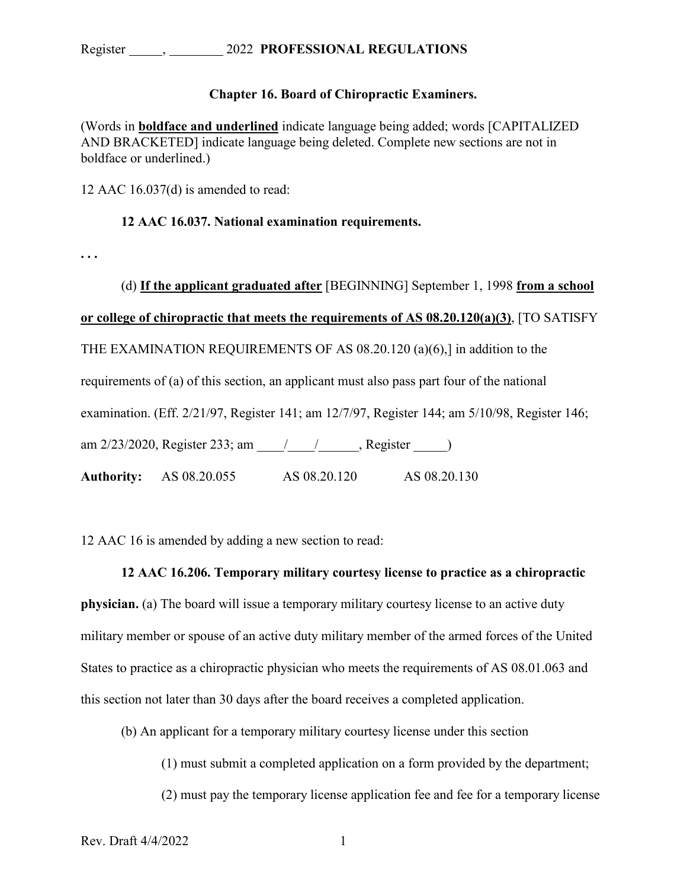Register _____, ________ 2022 **PROFESSIONAL REGULATIONS**

**Chapter 16. Board of Chiropractic Examiners.**

(Words in **<u>boldface and underlined</u>** indicate language being added; words [CAPITALIZED AND BRACKETED] indicate language being deleted. Complete new sections are not in boldface or underlined.)

12 AAC 16.037(d) is amended to read:

**12 AAC 16.037. National examination requirements.**

. . .

(d) **<u>If the applicant graduated after</u>** [BEGINNING] September 1, 1998 **<u>from a school or college of chiropractic that meets the requirements of AS 08.20.120(a)(3)</u>**, [TO SATISFY THE EXAMINATION REQUIREMENTS OF AS 08.20.120 (a)(6),] in addition to the requirements of (a) of this section, an applicant must also pass part four of the national examination. (Eff. 2/21/97, Register 141; am 12/7/97, Register 144; am 5/10/98, Register 146; am 2/23/2020, Register 233; am ____/____/______, Register _____)

**Authority:** AS 08.20.055 AS 08.20.120 AS 08.20.130

12 AAC 16 is amended by adding a new section to read:

**12 AAC 16.206. Temporary military courtesy license to practice as a chiropractic physician.** (a) The board will issue a temporary military courtesy license to an active duty military member or spouse of an active duty military member of the armed forces of the United States to practice as a chiropractic physician who meets the requirements of AS 08.01.063 and this section not later than 30 days after the board receives a completed application.

(b) An applicant for a temporary military courtesy license under this section

(1) must submit a completed application on a form provided by the department;

(2) must pay the temporary license application fee and fee for a temporary license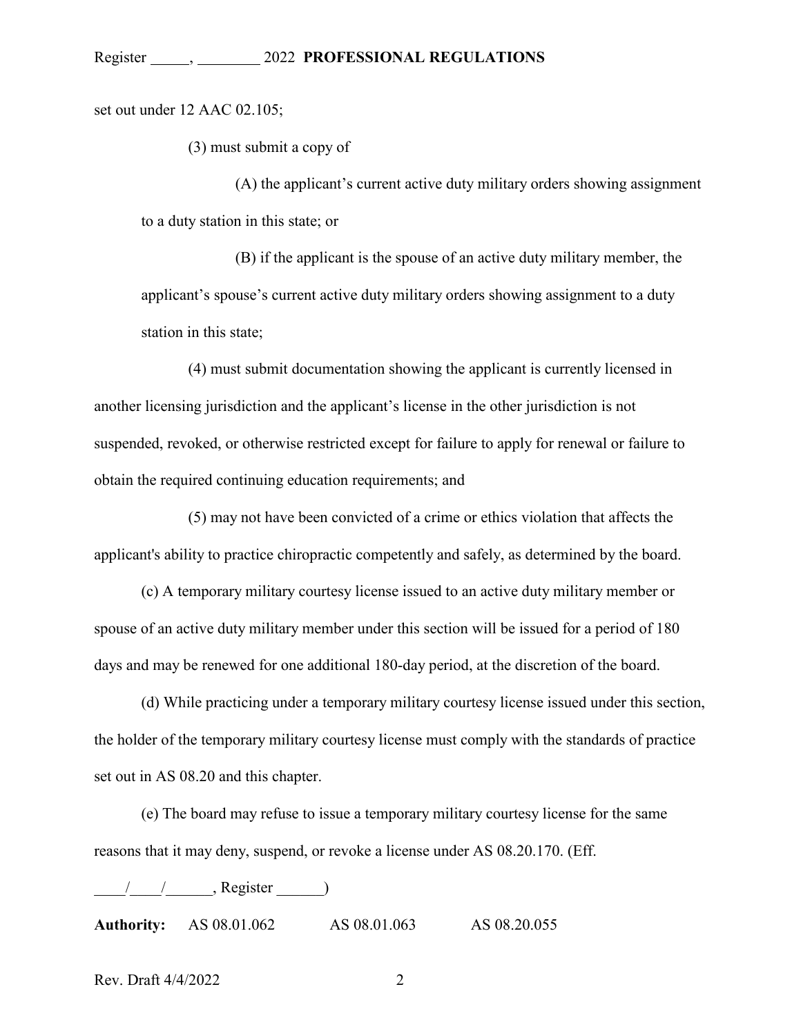set out under 12 AAC 02.105;

(3) must submit a copy of

(A) the applicant's current active duty military orders showing assignment to a duty station in this state; or

(B) if the applicant is the spouse of an active duty military member, the applicant's spouse's current active duty military orders showing assignment to a duty station in this state;

(4) must submit documentation showing the applicant is currently licensed in another licensing jurisdiction and the applicant's license in the other jurisdiction is not suspended, revoked, or otherwise restricted except for failure to apply for renewal or failure to obtain the required continuing education requirements; and

(5) may not have been convicted of a crime or ethics violation that affects the applicant's ability to practice chiropractic competently and safely, as determined by the board.

(c) A temporary military courtesy license issued to an active duty military member or spouse of an active duty military member under this section will be issued for a period of 180 days and may be renewed for one additional 180-day period, at the discretion of the board.

(d) While practicing under a temporary military courtesy license issued under this section, the holder of the temporary military courtesy license must comply with the standards of practice set out in AS 08.20 and this chapter.

(e) The board may refuse to issue a temporary military courtesy license for the same reasons that it may deny, suspend, or revoke a license under AS 08.20.170. (Eff. \_\_\_\_/\_\_\_\_/\_\_\_\_\_\_, Register \_\_\_\_\_\_)

**Authority:** AS 08.01.062 AS 08.01.063 AS 08.20.055

Rev. Draft 4/4/2022